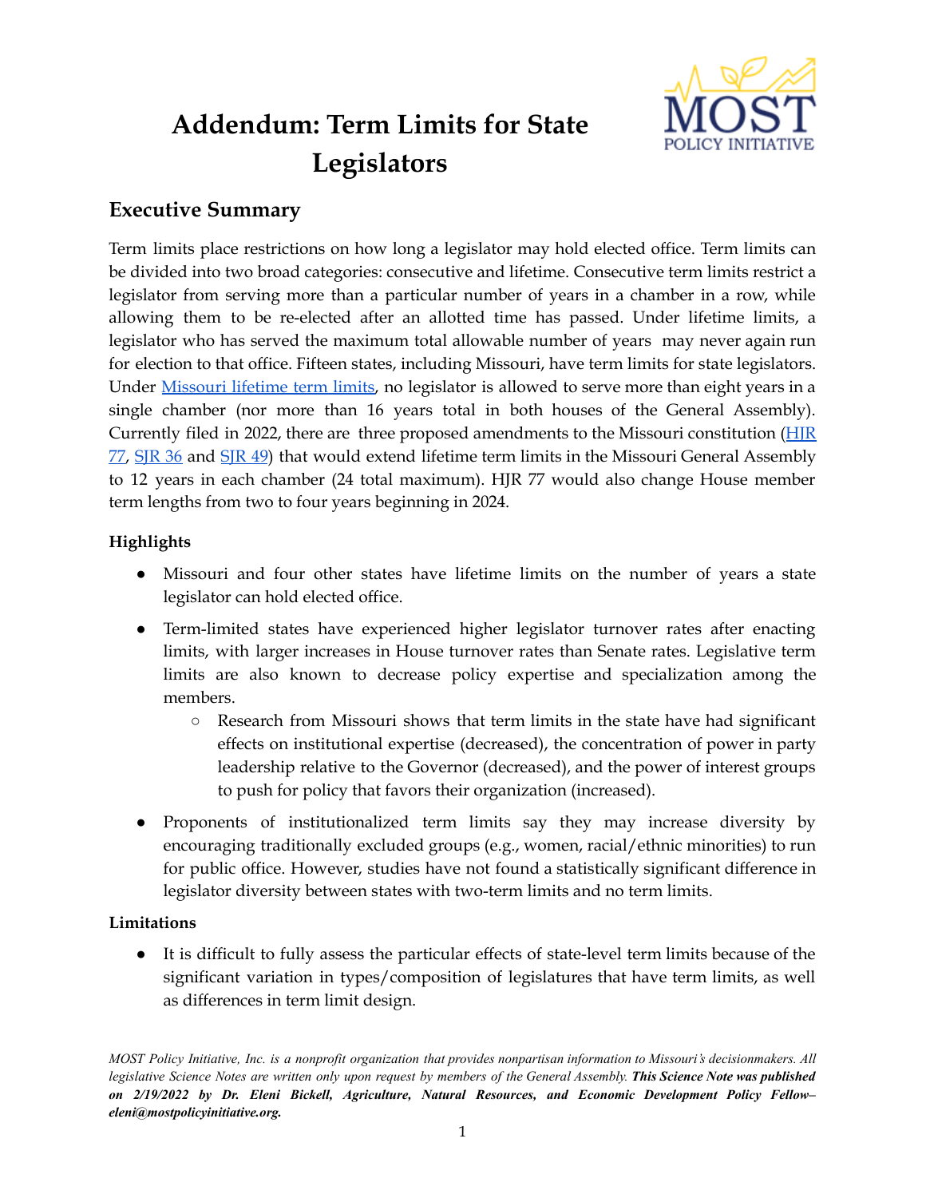# Addendum: Term Limits for State Legislators

## Executive Summary

Term limits place restrictions on how long a legislator may hold elected office. Term limits can be divided into two broad categories: consecutive and lifetime. Consecutive term limits restrict a legislator from serving more than a particular number of years in a chamber in a row, while allowing them to be re-elected after an allotted time has passed. Under lifetime limits, a legislator who has served the maximum total allowable number of years may never again run for election to that office. Fifteen states, including Missouri, have term limits for state legislators. Under [Missouri lifetime term limits](), no legislator is allowed to serve more than eight years in a single chamber (nor more than 16 years total in both houses of the General Assembly). Currently filed in 2022, there are three proposed amendments to the Missouri constitution ([HJR 77](), [SJR 36]() and [SJR 49]()) that would extend lifetime term limits in the Missouri General Assembly to 12 years in each chamber (24 total maximum). HJR 77 would also change House member term lengths from two to four years beginning in 2024.

### Highlights

- Missouri and four other states have lifetime limits on the number of years a state legislator can hold elected office.
- Term-limited states have experienced higher legislator turnover rates after enacting limits, with larger increases in House turnover rates than Senate rates. Legislative term limits are also known to decrease policy expertise and specialization among the members.
  - Research from Missouri shows that term limits in the state have had significant effects on institutional expertise (decreased), the concentration of power in party leadership relative to the Governor (decreased), and the power of interest groups to push for policy that favors their organization (increased).
- Proponents of institutionalized term limits say they may increase diversity by encouraging traditionally excluded groups (e.g., women, racial/ethnic minorities) to run for public office. However, studies have not found a statistically significant difference in legislator diversity between states with two-term limits and no term limits.

### Limitations

- It is difficult to fully assess the particular effects of state-level term limits because of the significant variation in types/composition of legislatures that have term limits, as well as differences in term limit design.

*MOST Policy Initiative, Inc. is a nonprofit organization that provides nonpartisan information to Missouri's decisionmakers. All legislative Science Notes are written only upon request by members of the General Assembly.* ***This Science Note was published on 2/19/2022 by Dr. Eleni Bickell, Agriculture, Natural Resources, and Economic Development Policy Fellow– eleni@mostpolicyinitiative.org.***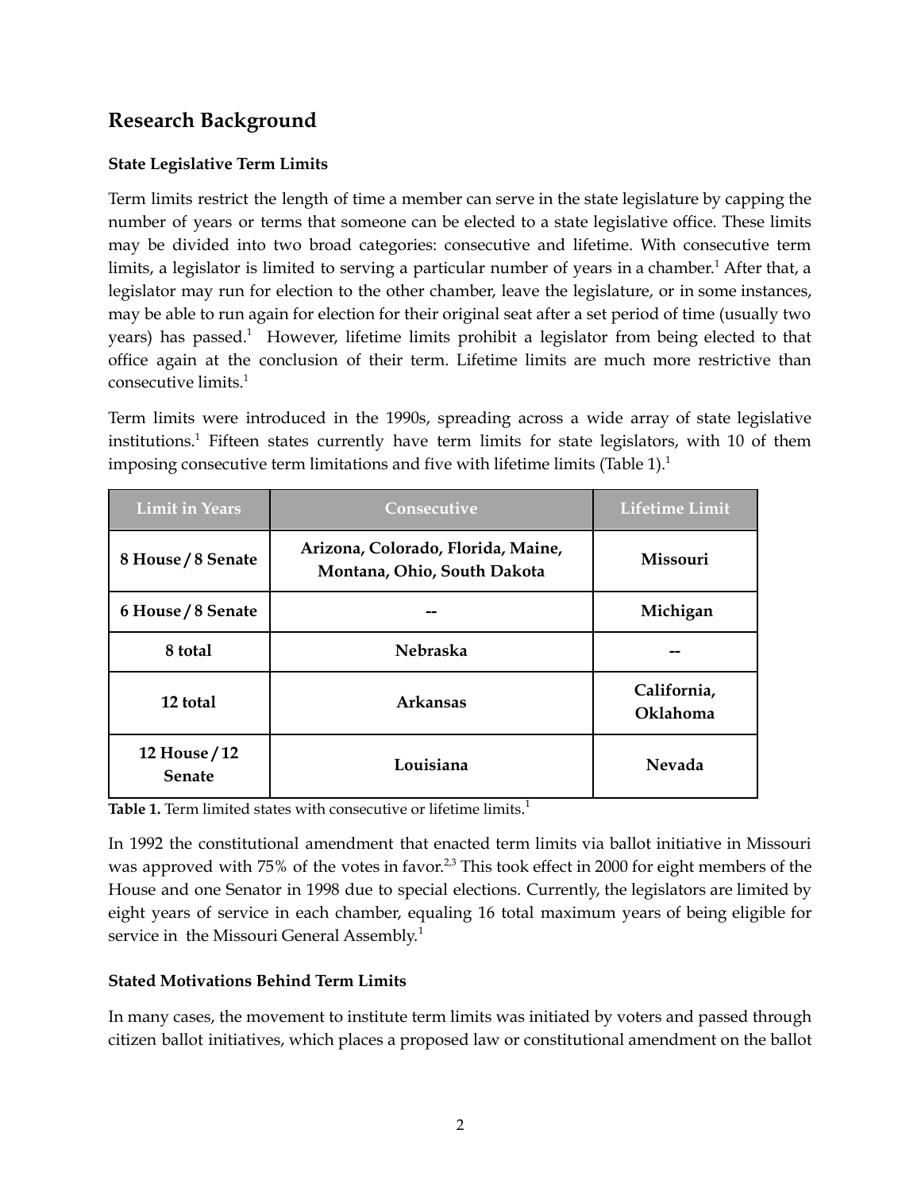## Research Background

### State Legislative Term Limits

Term limits restrict the length of time a member can serve in the state legislature by capping the number of years or terms that someone can be elected to a state legislative office. These limits may be divided into two broad categories: consecutive and lifetime. With consecutive term limits, a legislator is limited to serving a particular number of years in a chamber.[1] After that, a legislator may run for election to the other chamber, leave the legislature, or in some instances, may be able to run again for election for their original seat after a set period of time (usually two years) has passed.[1] However, lifetime limits prohibit a legislator from being elected to that office again at the conclusion of their term. Lifetime limits are much more restrictive than consecutive limits.[1]

Term limits were introduced in the 1990s, spreading across a wide array of state legislative institutions.[1] Fifteen states currently have term limits for state legislators, with 10 of them imposing consecutive term limitations and five with lifetime limits (Table 1).[1]

| Limit in Years | Consecutive | Lifetime Limit |
| --- | --- | --- |
| **8 House / 8 Senate** | **Arizona, Colorado, Florida, Maine, Montana, Ohio, South Dakota** | **Missouri** |
| **6 House / 8 Senate** | **--** | **Michigan** |
| **8 total** | **Nebraska** | **--** |
| **12 total** | **Arkansas** | **California, Oklahoma** |
| **12 House / 12 Senate** | **Louisiana** | **Nevada** |

**Table 1.** Term limited states with consecutive or lifetime limits.[1]

In 1992 the constitutional amendment that enacted term limits via ballot initiative in Missouri was approved with 75% of the votes in favor.[2,3] This took effect in 2000 for eight members of the House and one Senator in 1998 due to special elections. Currently, the legislators are limited by eight years of service in each chamber, equaling 16 total maximum years of being eligible for service in the Missouri General Assembly.[1]

### Stated Motivations Behind Term Limits

In many cases, the movement to institute term limits was initiated by voters and passed through citizen ballot initiatives, which places a proposed law or constitutional amendment on the ballot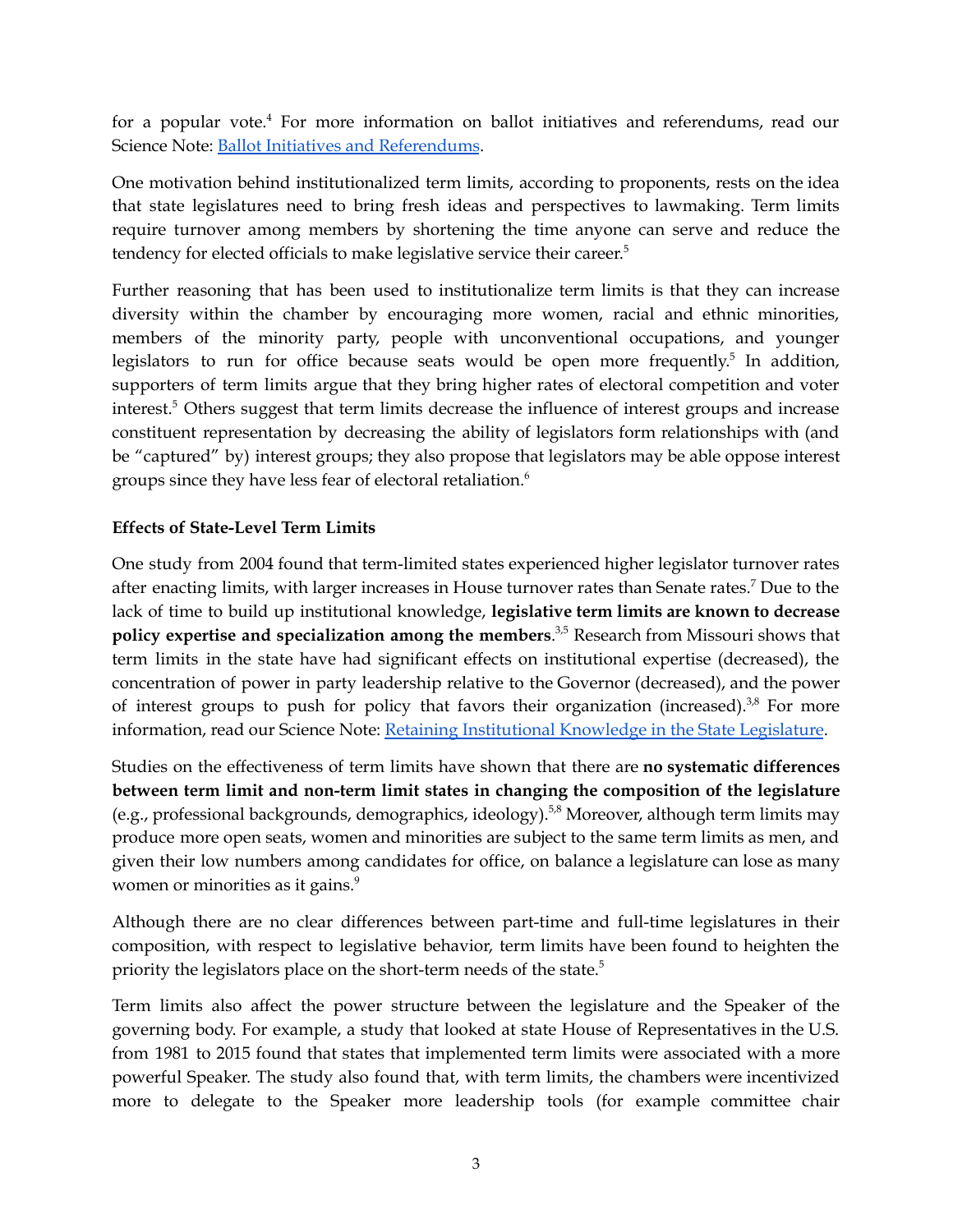for a popular vote.[4] For more information on ballot initiatives and referendums, read our Science Note: Ballot Initiatives and Referendums.

One motivation behind institutionalized term limits, according to proponents, rests on the idea that state legislatures need to bring fresh ideas and perspectives to lawmaking. Term limits require turnover among members by shortening the time anyone can serve and reduce the tendency for elected officials to make legislative service their career.[5]

Further reasoning that has been used to institutionalize term limits is that they can increase diversity within the chamber by encouraging more women, racial and ethnic minorities, members of the minority party, people with unconventional occupations, and younger legislators to run for office because seats would be open more frequently.[5] In addition, supporters of term limits argue that they bring higher rates of electoral competition and voter interest.[5] Others suggest that term limits decrease the influence of interest groups and increase constituent representation by decreasing the ability of legislators form relationships with (and be "captured" by) interest groups; they also propose that legislators may be able oppose interest groups since they have less fear of electoral retaliation.[6]

**Effects of State-Level Term Limits**

One study from 2004 found that term-limited states experienced higher legislator turnover rates after enacting limits, with larger increases in House turnover rates than Senate rates.[7] Due to the lack of time to build up institutional knowledge, **legislative term limits are known to decrease policy expertise and specialization among the members**.[3,5] Research from Missouri shows that term limits in the state have had significant effects on institutional expertise (decreased), the concentration of power in party leadership relative to the Governor (decreased), and the power of interest groups to push for policy that favors their organization (increased).[3,8] For more information, read our Science Note: Retaining Institutional Knowledge in the State Legislature.

Studies on the effectiveness of term limits have shown that there are **no systematic differences between term limit and non-term limit states in changing the composition of the legislature** (e.g., professional backgrounds, demographics, ideology).[5,8] Moreover, although term limits may produce more open seats, women and minorities are subject to the same term limits as men, and given their low numbers among candidates for office, on balance a legislature can lose as many women or minorities as it gains.[9]

Although there are no clear differences between part-time and full-time legislatures in their composition, with respect to legislative behavior, term limits have been found to heighten the priority the legislators place on the short-term needs of the state.[5]

Term limits also affect the power structure between the legislature and the Speaker of the governing body. For example, a study that looked at state House of Representatives in the U.S. from 1981 to 2015 found that states that implemented term limits were associated with a more powerful Speaker. The study also found that, with term limits, the chambers were incentivized more to delegate to the Speaker more leadership tools (for example committee chair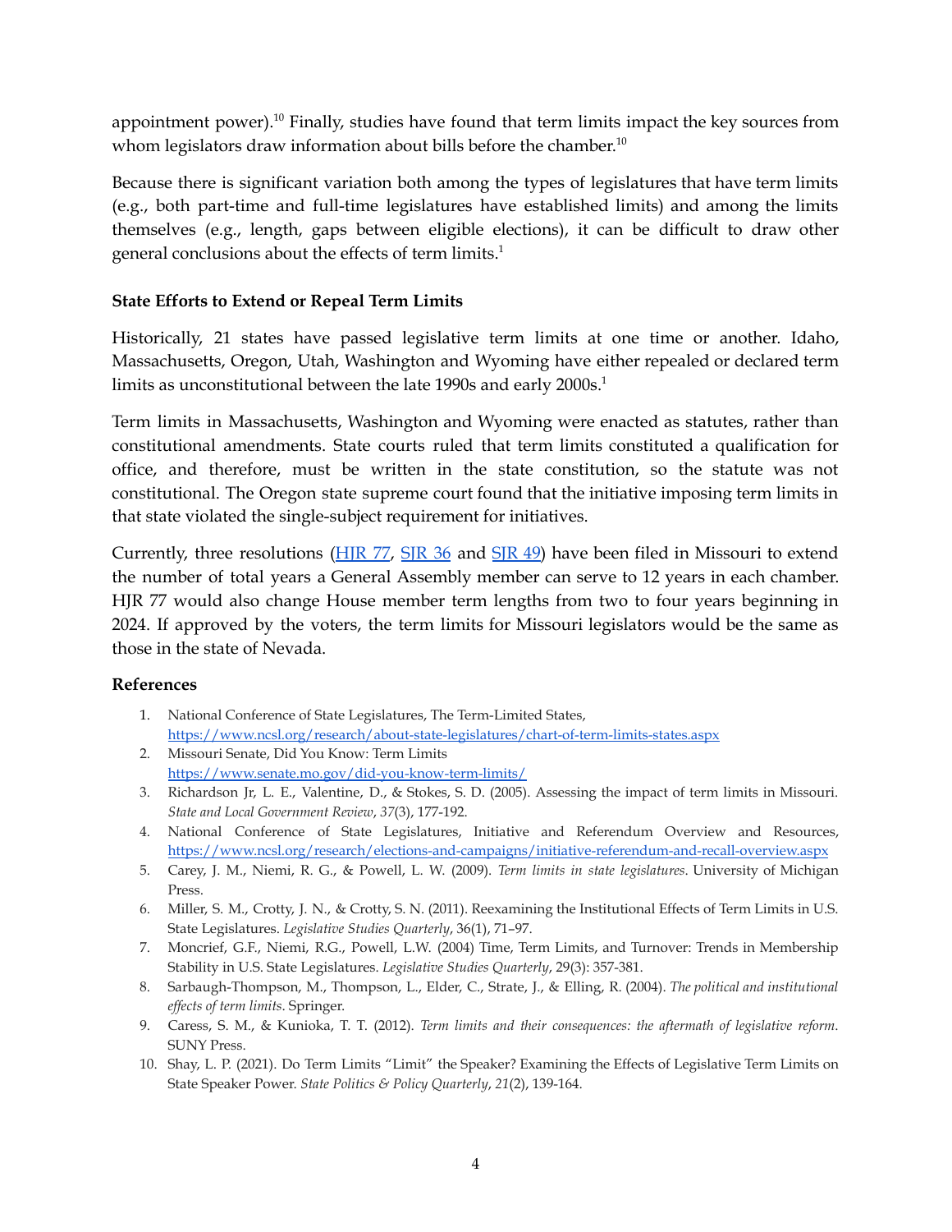appointment power).[10] Finally, studies have found that term limits impact the key sources from whom legislators draw information about bills before the chamber.[10]

Because there is significant variation both among the types of legislatures that have term limits (e.g., both part-time and full-time legislatures have established limits) and among the limits themselves (e.g., length, gaps between eligible elections), it can be difficult to draw other general conclusions about the effects of term limits.[1]

### State Efforts to Extend or Repeal Term Limits

Historically, 21 states have passed legislative term limits at one time or another. Idaho, Massachusetts, Oregon, Utah, Washington and Wyoming have either repealed or declared term limits as unconstitutional between the late 1990s and early 2000s.[1]

Term limits in Massachusetts, Washington and Wyoming were enacted as statutes, rather than constitutional amendments. State courts ruled that term limits constituted a qualification for office, and therefore, must be written in the state constitution, so the statute was not constitutional. The Oregon state supreme court found that the initiative imposing term limits in that state violated the single-subject requirement for initiatives.

Currently, three resolutions (HJR 77, SJR 36 and SJR 49) have been filed in Missouri to extend the number of total years a General Assembly member can serve to 12 years in each chamber. HJR 77 would also change House member term lengths from two to four years beginning in 2024. If approved by the voters, the term limits for Missouri legislators would be the same as those in the state of Nevada.

### References

1. National Conference of State Legislatures, The Term-Limited States, https://www.ncsl.org/research/about-state-legislatures/chart-of-term-limits-states.aspx
2. Missouri Senate, Did You Know: Term Limits https://www.senate.mo.gov/did-you-know-term-limits/
3. Richardson Jr, L. E., Valentine, D., & Stokes, S. D. (2005). Assessing the impact of term limits in Missouri. *State and Local Government Review*, *37*(3), 177-192.
4. National Conference of State Legislatures, Initiative and Referendum Overview and Resources, https://www.ncsl.org/research/elections-and-campaigns/initiative-referendum-and-recall-overview.aspx
5. Carey, J. M., Niemi, R. G., & Powell, L. W. (2009). *Term limits in state legislatures*. University of Michigan Press.
6. Miller, S. M., Crotty, J. N., & Crotty, S. N. (2011). Reexamining the Institutional Effects of Term Limits in U.S. State Legislatures. *Legislative Studies Quarterly*, 36(1), 71–97.
7. Moncrief, G.F., Niemi, R.G., Powell, L.W. (2004) Time, Term Limits, and Turnover: Trends in Membership Stability in U.S. State Legislatures. *Legislative Studies Quarterly*, 29(3): 357-381.
8. Sarbaugh-Thompson, M., Thompson, L., Elder, C., Strate, J., & Elling, R. (2004). *The political and institutional effects of term limits*. Springer.
9. Caress, S. M., & Kunioka, T. T. (2012). *Term limits and their consequences: the aftermath of legislative reform*. SUNY Press.
10. Shay, L. P. (2021). Do Term Limits "Limit" the Speaker? Examining the Effects of Legislative Term Limits on State Speaker Power. *State Politics & Policy Quarterly*, *21*(2), 139-164.